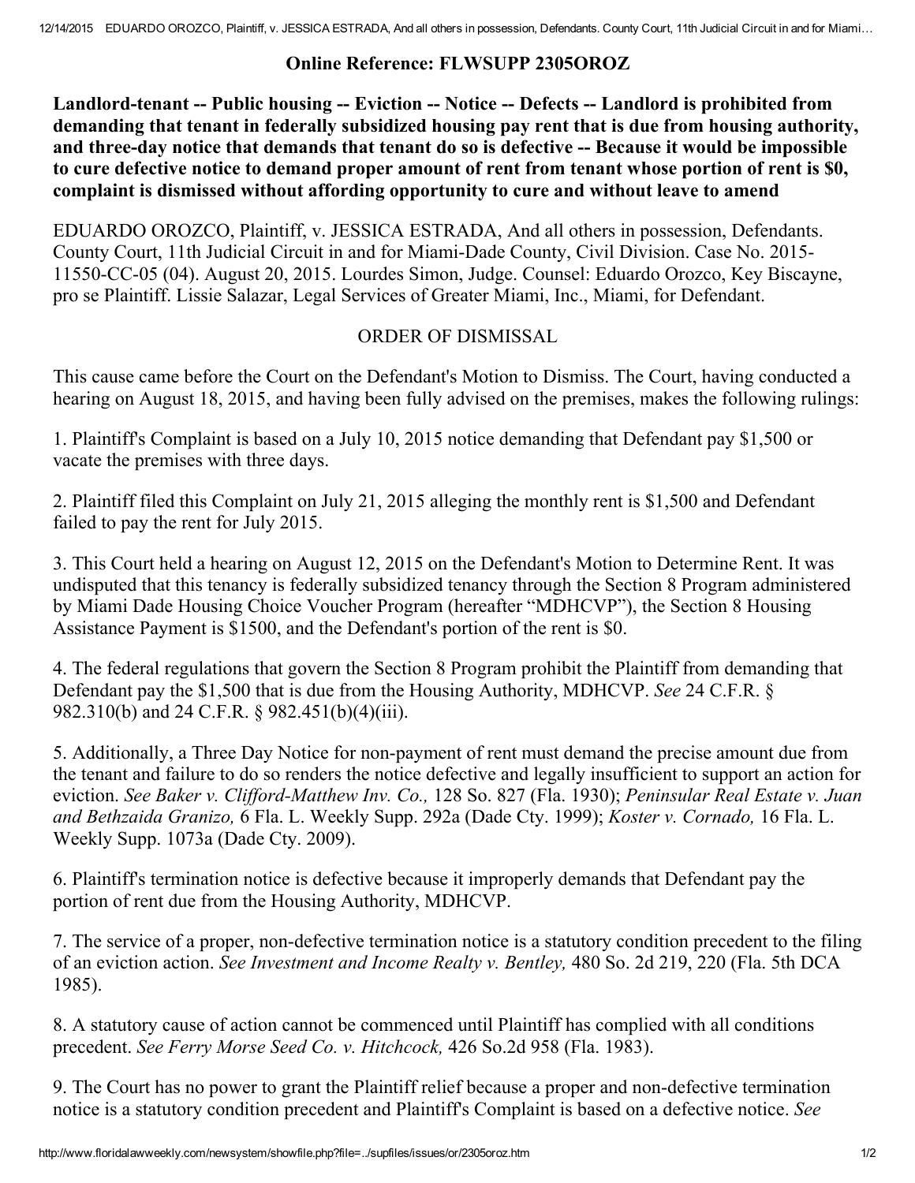**Online Reference: FLWSUPP 2305OROZ**

**Landlord-tenant -- Public housing -- Eviction -- Notice -- Defects -- Landlord is prohibited from demanding that tenant in federally subsidized housing pay rent that is due from housing authority, and three-day notice that demands that tenant do so is defective -- Because it would be impossible to cure defective notice to demand proper amount of rent from tenant whose portion of rent is $0, complaint is dismissed without affording opportunity to cure and without leave to amend**

EDUARDO OROZCO, Plaintiff, v. JESSICA ESTRADA, And all others in possession, Defendants. County Court, 11th Judicial Circuit in and for Miami-Dade County, Civil Division. Case No. 2015-11550-CC-05 (04). August 20, 2015. Lourdes Simon, Judge. Counsel: Eduardo Orozco, Key Biscayne, pro se Plaintiff. Lissie Salazar, Legal Services of Greater Miami, Inc., Miami, for Defendant.

ORDER OF DISMISSAL

This cause came before the Court on the Defendant's Motion to Dismiss. The Court, having conducted a hearing on August 18, 2015, and having been fully advised on the premises, makes the following rulings:

1. Plaintiff's Complaint is based on a July 10, 2015 notice demanding that Defendant pay $1,500 or vacate the premises with three days.

2. Plaintiff filed this Complaint on July 21, 2015 alleging the monthly rent is $1,500 and Defendant failed to pay the rent for July 2015.

3. This Court held a hearing on August 12, 2015 on the Defendant's Motion to Determine Rent. It was undisputed that this tenancy is federally subsidized tenancy through the Section 8 Program administered by Miami Dade Housing Choice Voucher Program (hereafter "MDHCVP"), the Section 8 Housing Assistance Payment is $1500, and the Defendant's portion of the rent is $0.

4. The federal regulations that govern the Section 8 Program prohibit the Plaintiff from demanding that Defendant pay the $1,500 that is due from the Housing Authority, MDHCVP. *See* 24 C.F.R. § 982.310(b) and 24 C.F.R. § 982.451(b)(4)(iii).

5. Additionally, a Three Day Notice for non-payment of rent must demand the precise amount due from the tenant and failure to do so renders the notice defective and legally insufficient to support an action for eviction. *See Baker v. Clifford-Matthew Inv. Co.,* 128 So. 827 (Fla. 1930); *Peninsular Real Estate v. Juan and Bethzaida Granizo,* 6 Fla. L. Weekly Supp. 292a (Dade Cty. 1999); *Koster v. Cornado,* 16 Fla. L. Weekly Supp. 1073a (Dade Cty. 2009).

6. Plaintiff's termination notice is defective because it improperly demands that Defendant pay the portion of rent due from the Housing Authority, MDHCVP.

7. The service of a proper, non-defective termination notice is a statutory condition precedent to the filing of an eviction action. *See Investment and Income Realty v. Bentley,* 480 So. 2d 219, 220 (Fla. 5th DCA 1985).

8. A statutory cause of action cannot be commenced until Plaintiff has complied with all conditions precedent. *See Ferry Morse Seed Co. v. Hitchcock,* 426 So.2d 958 (Fla. 1983).

9. The Court has no power to grant the Plaintiff relief because a proper and non-defective termination notice is a statutory condition precedent and Plaintiff's Complaint is based on a defective notice. *See*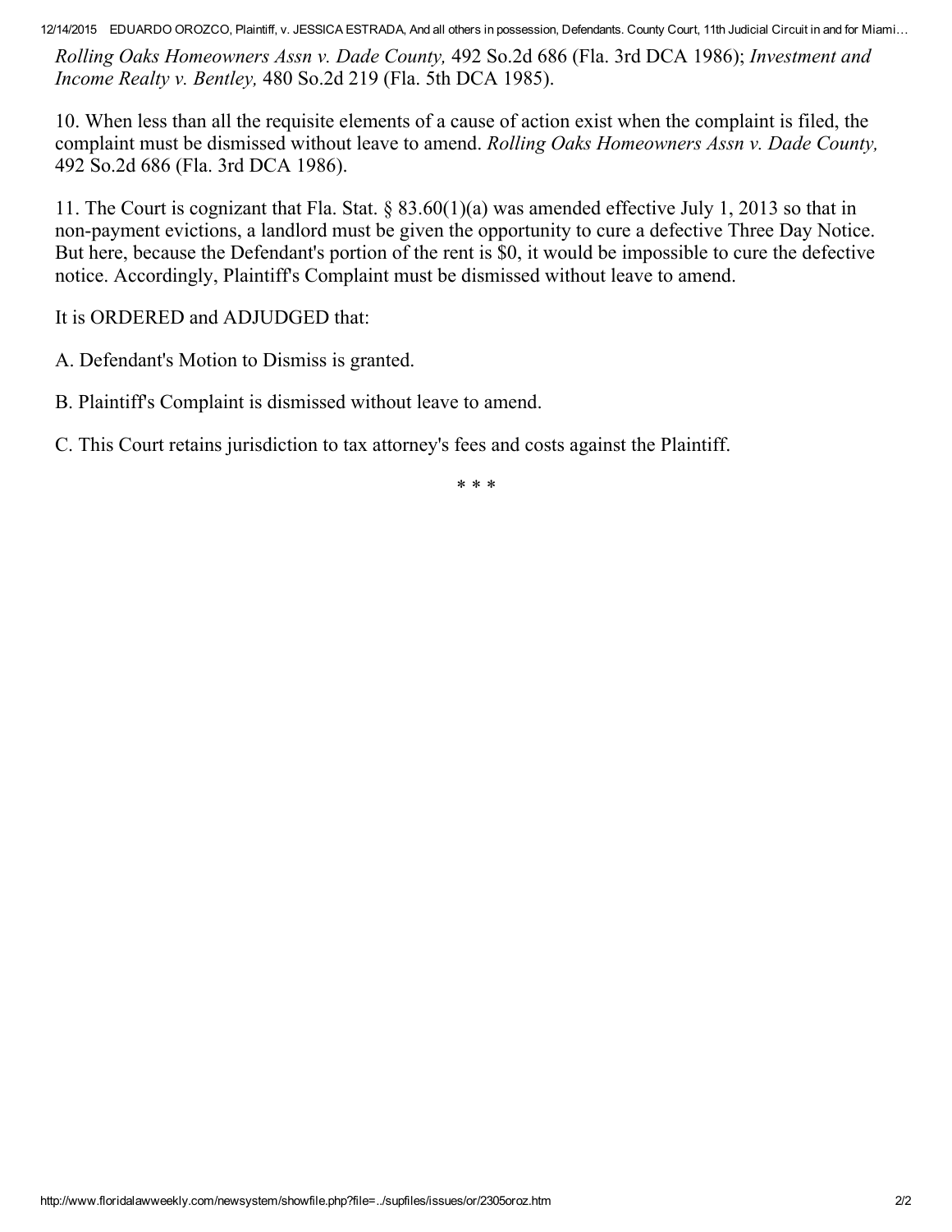*Rolling Oaks Homeowners Assn v. Dade County,* 492 So.2d 686 (Fla. 3rd DCA 1986); *Investment and Income Realty v. Bentley,* 480 So.2d 219 (Fla. 5th DCA 1985).

10. When less than all the requisite elements of a cause of action exist when the complaint is filed, the complaint must be dismissed without leave to amend. *Rolling Oaks Homeowners Assn v. Dade County,* 492 So.2d 686 (Fla. 3rd DCA 1986).

11. The Court is cognizant that Fla. Stat. § 83.60(1)(a) was amended effective July 1, 2013 so that in non-payment evictions, a landlord must be given the opportunity to cure a defective Three Day Notice. But here, because the Defendant's portion of the rent is $0, it would be impossible to cure the defective notice. Accordingly, Plaintiff's Complaint must be dismissed without leave to amend.

It is ORDERED and ADJUDGED that:

A. Defendant's Motion to Dismiss is granted.

B. Plaintiff's Complaint is dismissed without leave to amend.

C. This Court retains jurisdiction to tax attorney's fees and costs against the Plaintiff.

\* \* \*